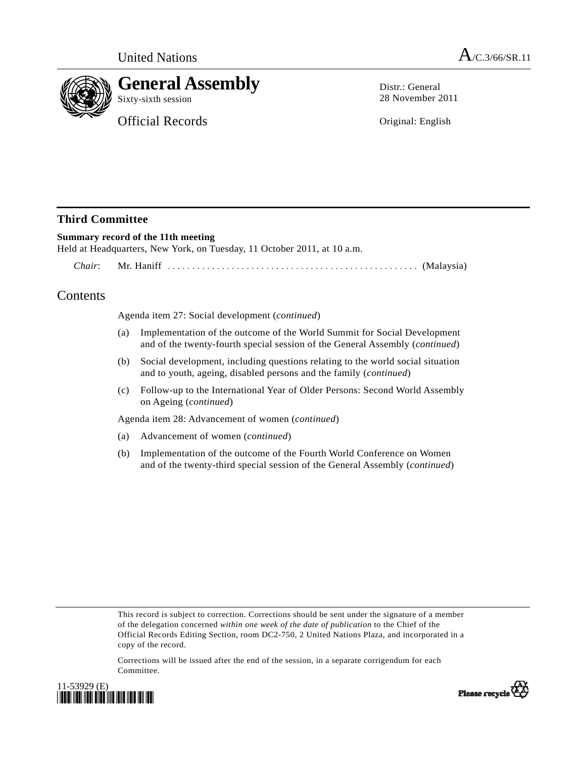United Nations

A/C.3/66/SR.11

# General Assembly

Sixty-sixth session

Official Records

Distr.: General
28 November 2011

Original: English

## Third Committee

**Summary record of the 11th meeting**

Held at Headquarters, New York, on Tuesday, 11 October 2011, at 10 a.m.

*Chair*: Mr. Haniff .................................................. (Malaysia)

## Contents

Agenda item 27: Social development (*continued*)

(a) Implementation of the outcome of the World Summit for Social Development and of the twenty-fourth special session of the General Assembly (*continued*)

(b) Social development, including questions relating to the world social situation and to youth, ageing, disabled persons and the family (*continued*)

(c) Follow-up to the International Year of Older Persons: Second World Assembly on Ageing (*continued*)

Agenda item 28: Advancement of women (*continued*)

(a) Advancement of women (*continued*)

(b) Implementation of the outcome of the Fourth World Conference on Women and of the twenty-third special session of the General Assembly (*continued*)

This record is subject to correction. Corrections should be sent under the signature of a member of the delegation concerned *within one week of the date of publication* to the Chief of the Official Records Editing Section, room DC2-750, 2 United Nations Plaza, and incorporated in a copy of the record.

Corrections will be issued after the end of the session, in a separate corrigendum for each Committee.

11-53929 (E)

Please recycle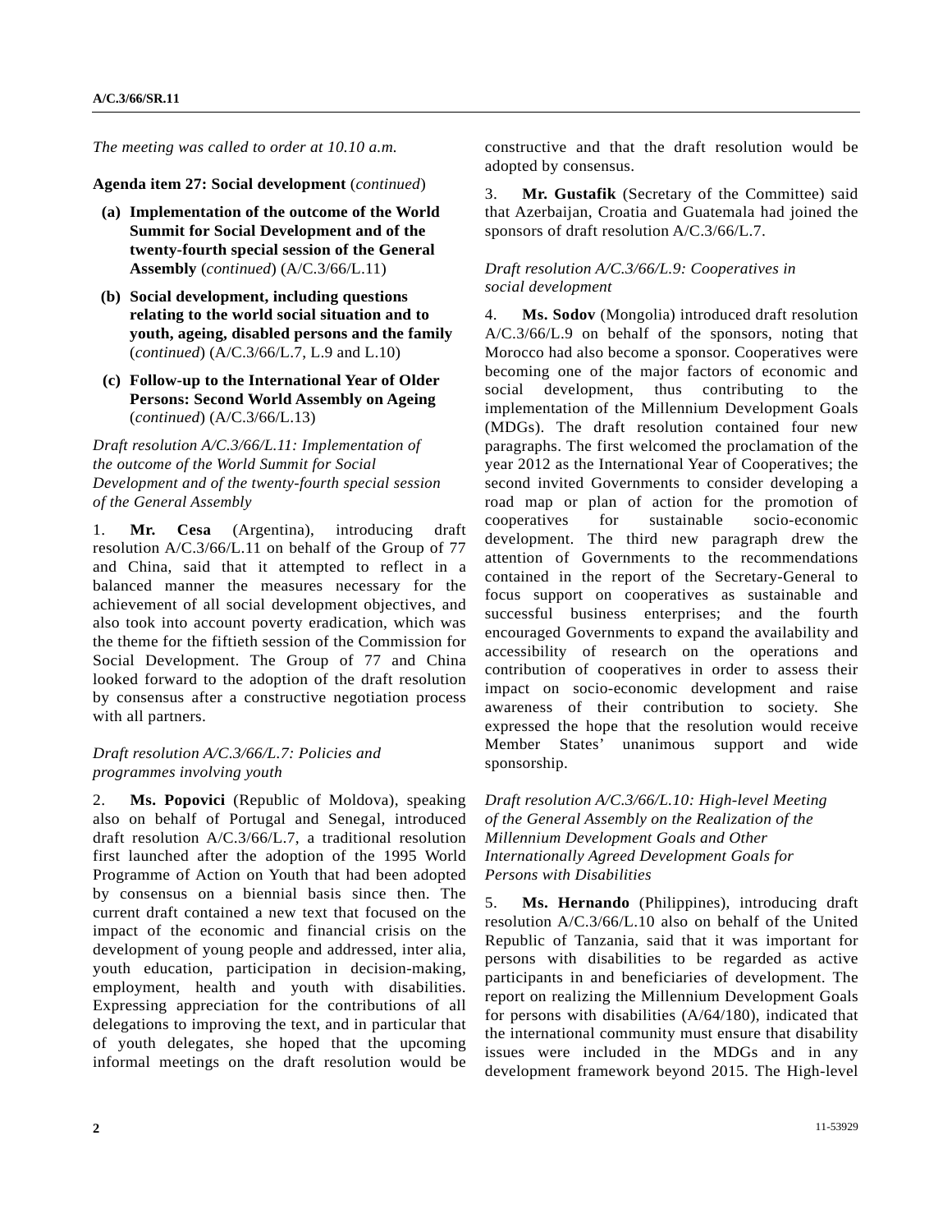*The meeting was called to order at 10.10 a.m.*

**Agenda item 27: Social development** (*continued*)

**(a) Implementation of the outcome of the World Summit for Social Development and of the twenty-fourth special session of the General Assembly** (*continued*) (A/C.3/66/L.11)

**(b) Social development, including questions relating to the world social situation and to youth, ageing, disabled persons and the family** (*continued*) (A/C.3/66/L.7, L.9 and L.10)

**(c) Follow-up to the International Year of Older Persons: Second World Assembly on Ageing** (*continued*) (A/C.3/66/L.13)

*Draft resolution A/C.3/66/L.11: Implementation of the outcome of the World Summit for Social Development and of the twenty-fourth special session of the General Assembly*

1. **Mr. Cesa** (Argentina), introducing draft resolution A/C.3/66/L.11 on behalf of the Group of 77 and China, said that it attempted to reflect in a balanced manner the measures necessary for the achievement of all social development objectives, and also took into account poverty eradication, which was the theme for the fiftieth session of the Commission for Social Development. The Group of 77 and China looked forward to the adoption of the draft resolution by consensus after a constructive negotiation process with all partners.

*Draft resolution A/C.3/66/L.7: Policies and programmes involving youth*

2. **Ms. Popovici** (Republic of Moldova), speaking also on behalf of Portugal and Senegal, introduced draft resolution A/C.3/66/L.7, a traditional resolution first launched after the adoption of the 1995 World Programme of Action on Youth that had been adopted by consensus on a biennial basis since then. The current draft contained a new text that focused on the impact of the economic and financial crisis on the development of young people and addressed, inter alia, youth education, participation in decision-making, employment, health and youth with disabilities. Expressing appreciation for the contributions of all delegations to improving the text, and in particular that of youth delegates, she hoped that the upcoming informal meetings on the draft resolution would be constructive and that the draft resolution would be adopted by consensus.

3. **Mr. Gustafik** (Secretary of the Committee) said that Azerbaijan, Croatia and Guatemala had joined the sponsors of draft resolution A/C.3/66/L.7.

*Draft resolution A/C.3/66/L.9: Cooperatives in social development*

4. **Ms. Sodov** (Mongolia) introduced draft resolution A/C.3/66/L.9 on behalf of the sponsors, noting that Morocco had also become a sponsor. Cooperatives were becoming one of the major factors of economic and social development, thus contributing to the implementation of the Millennium Development Goals (MDGs). The draft resolution contained four new paragraphs. The first welcomed the proclamation of the year 2012 as the International Year of Cooperatives; the second invited Governments to consider developing a road map or plan of action for the promotion of cooperatives for sustainable socio-economic development. The third new paragraph drew the attention of Governments to the recommendations contained in the report of the Secretary-General to focus support on cooperatives as sustainable and successful business enterprises; and the fourth encouraged Governments to expand the availability and accessibility of research on the operations and contribution of cooperatives in order to assess their impact on socio-economic development and raise awareness of their contribution to society. She expressed the hope that the resolution would receive Member States' unanimous support and wide sponsorship.

*Draft resolution A/C.3/66/L.10: High-level Meeting of the General Assembly on the Realization of the Millennium Development Goals and Other Internationally Agreed Development Goals for Persons with Disabilities*

5. **Ms. Hernando** (Philippines), introducing draft resolution A/C.3/66/L.10 also on behalf of the United Republic of Tanzania, said that it was important for persons with disabilities to be regarded as active participants in and beneficiaries of development. The report on realizing the Millennium Development Goals for persons with disabilities (A/64/180), indicated that the international community must ensure that disability issues were included in the MDGs and in any development framework beyond 2015. The High-level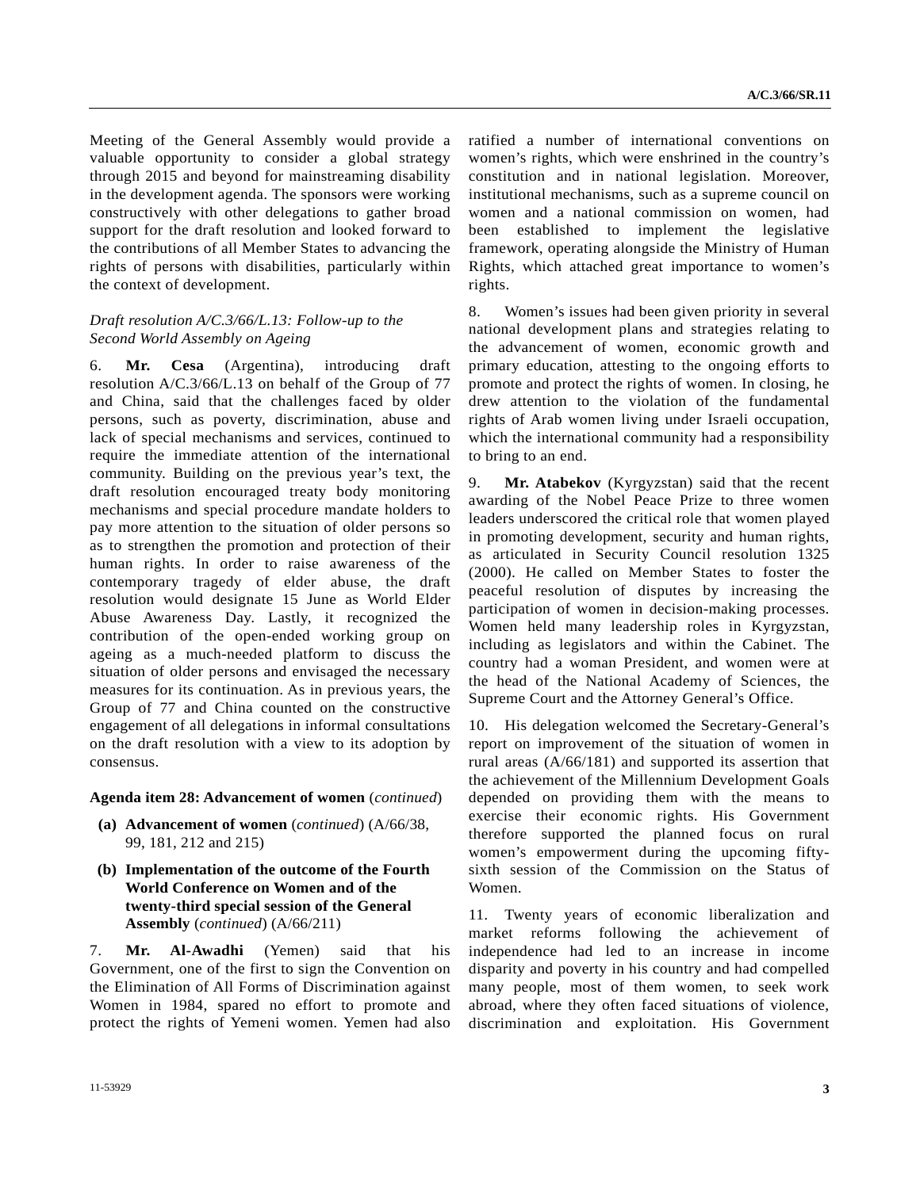Meeting of the General Assembly would provide a valuable opportunity to consider a global strategy through 2015 and beyond for mainstreaming disability in the development agenda. The sponsors were working constructively with other delegations to gather broad support for the draft resolution and looked forward to the contributions of all Member States to advancing the rights of persons with disabilities, particularly within the context of development.

*Draft resolution A/C.3/66/L.13: Follow-up to the Second World Assembly on Ageing*

6. **Mr. Cesa** (Argentina), introducing draft resolution A/C.3/66/L.13 on behalf of the Group of 77 and China, said that the challenges faced by older persons, such as poverty, discrimination, abuse and lack of special mechanisms and services, continued to require the immediate attention of the international community. Building on the previous year's text, the draft resolution encouraged treaty body monitoring mechanisms and special procedure mandate holders to pay more attention to the situation of older persons so as to strengthen the promotion and protection of their human rights. In order to raise awareness of the contemporary tragedy of elder abuse, the draft resolution would designate 15 June as World Elder Abuse Awareness Day. Lastly, it recognized the contribution of the open-ended working group on ageing as a much-needed platform to discuss the situation of older persons and envisaged the necessary measures for its continuation. As in previous years, the Group of 77 and China counted on the constructive engagement of all delegations in informal consultations on the draft resolution with a view to its adoption by consensus.

**Agenda item 28: Advancement of women** (*continued*)

**(a) Advancement of women** (*continued*) (A/66/38, 99, 181, 212 and 215)

**(b) Implementation of the outcome of the Fourth World Conference on Women and of the twenty-third special session of the General Assembly** (*continued*) (A/66/211)

7. **Mr. Al-Awadhi** (Yemen) said that his Government, one of the first to sign the Convention on the Elimination of All Forms of Discrimination against Women in 1984, spared no effort to promote and protect the rights of Yemeni women. Yemen had also ratified a number of international conventions on women's rights, which were enshrined in the country's constitution and in national legislation. Moreover, institutional mechanisms, such as a supreme council on women and a national commission on women, had been established to implement the legislative framework, operating alongside the Ministry of Human Rights, which attached great importance to women's rights.

8. Women's issues had been given priority in several national development plans and strategies relating to the advancement of women, economic growth and primary education, attesting to the ongoing efforts to promote and protect the rights of women. In closing, he drew attention to the violation of the fundamental rights of Arab women living under Israeli occupation, which the international community had a responsibility to bring to an end.

9. **Mr. Atabekov** (Kyrgyzstan) said that the recent awarding of the Nobel Peace Prize to three women leaders underscored the critical role that women played in promoting development, security and human rights, as articulated in Security Council resolution 1325 (2000). He called on Member States to foster the peaceful resolution of disputes by increasing the participation of women in decision-making processes. Women held many leadership roles in Kyrgyzstan, including as legislators and within the Cabinet. The country had a woman President, and women were at the head of the National Academy of Sciences, the Supreme Court and the Attorney General's Office.

10. His delegation welcomed the Secretary-General's report on improvement of the situation of women in rural areas (A/66/181) and supported its assertion that the achievement of the Millennium Development Goals depended on providing them with the means to exercise their economic rights. His Government therefore supported the planned focus on rural women's empowerment during the upcoming fifty-sixth session of the Commission on the Status of Women.

11. Twenty years of economic liberalization and market reforms following the achievement of independence had led to an increase in income disparity and poverty in his country and had compelled many people, most of them women, to seek work abroad, where they often faced situations of violence, discrimination and exploitation. His Government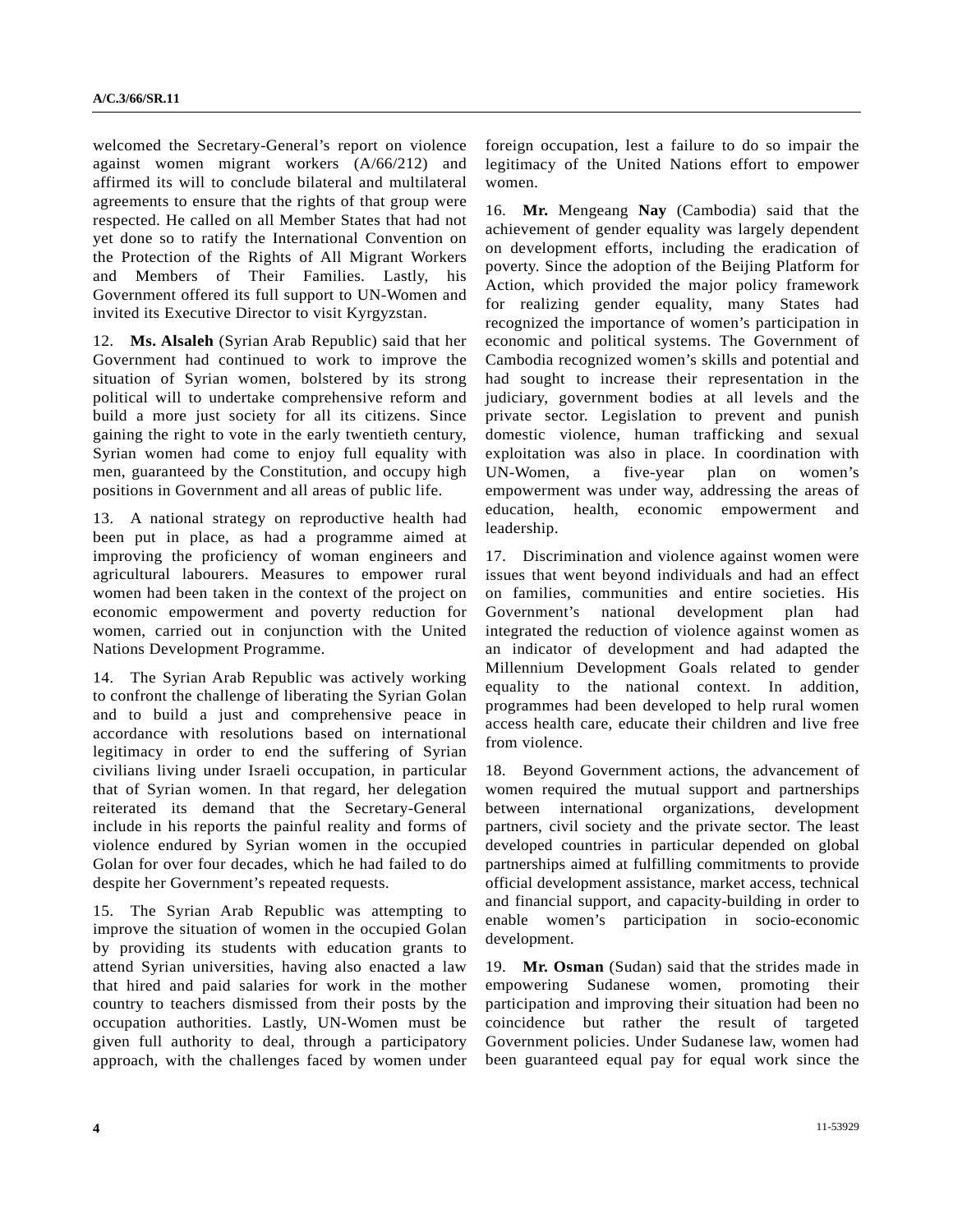welcomed the Secretary-General's report on violence against women migrant workers (A/66/212) and affirmed its will to conclude bilateral and multilateral agreements to ensure that the rights of that group were respected. He called on all Member States that had not yet done so to ratify the International Convention on the Protection of the Rights of All Migrant Workers and Members of Their Families. Lastly, his Government offered its full support to UN-Women and invited its Executive Director to visit Kyrgyzstan.

12. **Ms. Alsaleh** (Syrian Arab Republic) said that her Government had continued to work to improve the situation of Syrian women, bolstered by its strong political will to undertake comprehensive reform and build a more just society for all its citizens. Since gaining the right to vote in the early twentieth century, Syrian women had come to enjoy full equality with men, guaranteed by the Constitution, and occupy high positions in Government and all areas of public life.

13. A national strategy on reproductive health had been put in place, as had a programme aimed at improving the proficiency of woman engineers and agricultural labourers. Measures to empower rural women had been taken in the context of the project on economic empowerment and poverty reduction for women, carried out in conjunction with the United Nations Development Programme.

14. The Syrian Arab Republic was actively working to confront the challenge of liberating the Syrian Golan and to build a just and comprehensive peace in accordance with resolutions based on international legitimacy in order to end the suffering of Syrian civilians living under Israeli occupation, in particular that of Syrian women. In that regard, her delegation reiterated its demand that the Secretary-General include in his reports the painful reality and forms of violence endured by Syrian women in the occupied Golan for over four decades, which he had failed to do despite her Government's repeated requests.

15. The Syrian Arab Republic was attempting to improve the situation of women in the occupied Golan by providing its students with education grants to attend Syrian universities, having also enacted a law that hired and paid salaries for work in the mother country to teachers dismissed from their posts by the occupation authorities. Lastly, UN-Women must be given full authority to deal, through a participatory approach, with the challenges faced by women under foreign occupation, lest a failure to do so impair the legitimacy of the United Nations effort to empower women.

16. **Mr.** Mengeang **Nay** (Cambodia) said that the achievement of gender equality was largely dependent on development efforts, including the eradication of poverty. Since the adoption of the Beijing Platform for Action, which provided the major policy framework for realizing gender equality, many States had recognized the importance of women's participation in economic and political systems. The Government of Cambodia recognized women's skills and potential and had sought to increase their representation in the judiciary, government bodies at all levels and the private sector. Legislation to prevent and punish domestic violence, human trafficking and sexual exploitation was also in place. In coordination with UN-Women, a five-year plan on women's empowerment was under way, addressing the areas of education, health, economic empowerment and leadership.

17. Discrimination and violence against women were issues that went beyond individuals and had an effect on families, communities and entire societies. His Government's national development plan had integrated the reduction of violence against women as an indicator of development and had adapted the Millennium Development Goals related to gender equality to the national context. In addition, programmes had been developed to help rural women access health care, educate their children and live free from violence.

18. Beyond Government actions, the advancement of women required the mutual support and partnerships between international organizations, development partners, civil society and the private sector. The least developed countries in particular depended on global partnerships aimed at fulfilling commitments to provide official development assistance, market access, technical and financial support, and capacity-building in order to enable women's participation in socio-economic development.

19. **Mr. Osman** (Sudan) said that the strides made in empowering Sudanese women, promoting their participation and improving their situation had been no coincidence but rather the result of targeted Government policies. Under Sudanese law, women had been guaranteed equal pay for equal work since the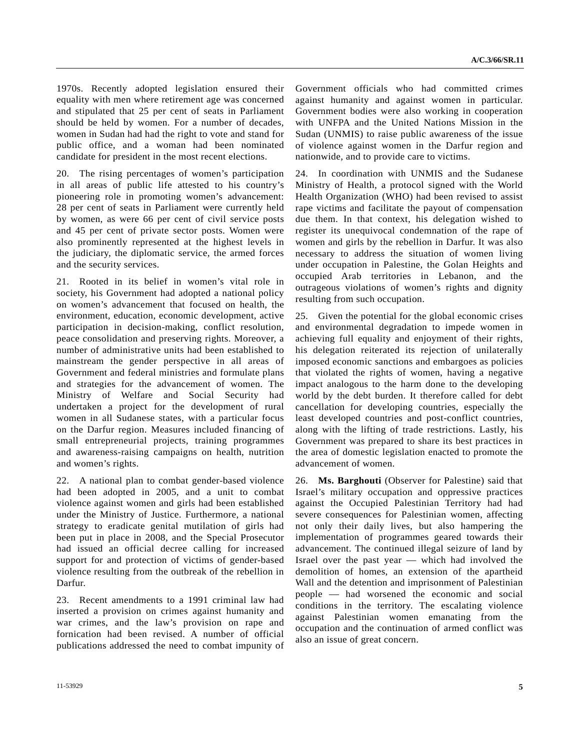1970s. Recently adopted legislation ensured their equality with men where retirement age was concerned and stipulated that 25 per cent of seats in Parliament should be held by women. For a number of decades, women in Sudan had had the right to vote and stand for public office, and a woman had been nominated candidate for president in the most recent elections.

20. The rising percentages of women's participation in all areas of public life attested to his country's pioneering role in promoting women's advancement: 28 per cent of seats in Parliament were currently held by women, as were 66 per cent of civil service posts and 45 per cent of private sector posts. Women were also prominently represented at the highest levels in the judiciary, the diplomatic service, the armed forces and the security services.

21. Rooted in its belief in women's vital role in society, his Government had adopted a national policy on women's advancement that focused on health, the environment, education, economic development, active participation in decision-making, conflict resolution, peace consolidation and preserving rights. Moreover, a number of administrative units had been established to mainstream the gender perspective in all areas of Government and federal ministries and formulate plans and strategies for the advancement of women. The Ministry of Welfare and Social Security had undertaken a project for the development of rural women in all Sudanese states, with a particular focus on the Darfur region. Measures included financing of small entrepreneurial projects, training programmes and awareness-raising campaigns on health, nutrition and women's rights.

22. A national plan to combat gender-based violence had been adopted in 2005, and a unit to combat violence against women and girls had been established under the Ministry of Justice. Furthermore, a national strategy to eradicate genital mutilation of girls had been put in place in 2008, and the Special Prosecutor had issued an official decree calling for increased support for and protection of victims of gender-based violence resulting from the outbreak of the rebellion in Darfur.

23. Recent amendments to a 1991 criminal law had inserted a provision on crimes against humanity and war crimes, and the law's provision on rape and fornication had been revised. A number of official publications addressed the need to combat impunity of Government officials who had committed crimes against humanity and against women in particular. Government bodies were also working in cooperation with UNFPA and the United Nations Mission in the Sudan (UNMIS) to raise public awareness of the issue of violence against women in the Darfur region and nationwide, and to provide care to victims.

24. In coordination with UNMIS and the Sudanese Ministry of Health, a protocol signed with the World Health Organization (WHO) had been revised to assist rape victims and facilitate the payout of compensation due them. In that context, his delegation wished to register its unequivocal condemnation of the rape of women and girls by the rebellion in Darfur. It was also necessary to address the situation of women living under occupation in Palestine, the Golan Heights and occupied Arab territories in Lebanon, and the outrageous violations of women's rights and dignity resulting from such occupation.

25. Given the potential for the global economic crises and environmental degradation to impede women in achieving full equality and enjoyment of their rights, his delegation reiterated its rejection of unilaterally imposed economic sanctions and embargoes as policies that violated the rights of women, having a negative impact analogous to the harm done to the developing world by the debt burden. It therefore called for debt cancellation for developing countries, especially the least developed countries and post-conflict countries, along with the lifting of trade restrictions. Lastly, his Government was prepared to share its best practices in the area of domestic legislation enacted to promote the advancement of women.

26. **Ms. Barghouti** (Observer for Palestine) said that Israel's military occupation and oppressive practices against the Occupied Palestinian Territory had had severe consequences for Palestinian women, affecting not only their daily lives, but also hampering the implementation of programmes geared towards their advancement. The continued illegal seizure of land by Israel over the past year — which had involved the demolition of homes, an extension of the apartheid Wall and the detention and imprisonment of Palestinian people — had worsened the economic and social conditions in the territory. The escalating violence against Palestinian women emanating from the occupation and the continuation of armed conflict was also an issue of great concern.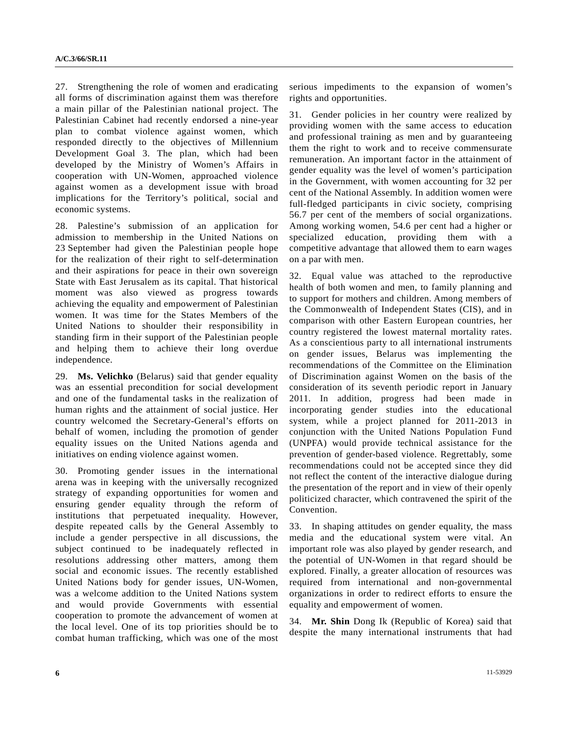27. Strengthening the role of women and eradicating all forms of discrimination against them was therefore a main pillar of the Palestinian national project. The Palestinian Cabinet had recently endorsed a nine-year plan to combat violence against women, which responded directly to the objectives of Millennium Development Goal 3. The plan, which had been developed by the Ministry of Women's Affairs in cooperation with UN-Women, approached violence against women as a development issue with broad implications for the Territory's political, social and economic systems.

28. Palestine's submission of an application for admission to membership in the United Nations on 23 September had given the Palestinian people hope for the realization of their right to self-determination and their aspirations for peace in their own sovereign State with East Jerusalem as its capital. That historical moment was also viewed as progress towards achieving the equality and empowerment of Palestinian women. It was time for the States Members of the United Nations to shoulder their responsibility in standing firm in their support of the Palestinian people and helping them to achieve their long overdue independence.

29. **Ms. Velichko** (Belarus) said that gender equality was an essential precondition for social development and one of the fundamental tasks in the realization of human rights and the attainment of social justice. Her country welcomed the Secretary-General's efforts on behalf of women, including the promotion of gender equality issues on the United Nations agenda and initiatives on ending violence against women.

30. Promoting gender issues in the international arena was in keeping with the universally recognized strategy of expanding opportunities for women and ensuring gender equality through the reform of institutions that perpetuated inequality. However, despite repeated calls by the General Assembly to include a gender perspective in all discussions, the subject continued to be inadequately reflected in resolutions addressing other matters, among them social and economic issues. The recently established United Nations body for gender issues, UN-Women, was a welcome addition to the United Nations system and would provide Governments with essential cooperation to promote the advancement of women at the local level. One of its top priorities should be to combat human trafficking, which was one of the most serious impediments to the expansion of women's rights and opportunities.

31. Gender policies in her country were realized by providing women with the same access to education and professional training as men and by guaranteeing them the right to work and to receive commensurate remuneration. An important factor in the attainment of gender equality was the level of women's participation in the Government, with women accounting for 32 per cent of the National Assembly. In addition women were full-fledged participants in civic society, comprising 56.7 per cent of the members of social organizations. Among working women, 54.6 per cent had a higher or specialized education, providing them with a competitive advantage that allowed them to earn wages on a par with men.

32. Equal value was attached to the reproductive health of both women and men, to family planning and to support for mothers and children. Among members of the Commonwealth of Independent States (CIS), and in comparison with other Eastern European countries, her country registered the lowest maternal mortality rates. As a conscientious party to all international instruments on gender issues, Belarus was implementing the recommendations of the Committee on the Elimination of Discrimination against Women on the basis of the consideration of its seventh periodic report in January 2011. In addition, progress had been made in incorporating gender studies into the educational system, while a project planned for 2011-2013 in conjunction with the United Nations Population Fund (UNPFA) would provide technical assistance for the prevention of gender-based violence. Regrettably, some recommendations could not be accepted since they did not reflect the content of the interactive dialogue during the presentation of the report and in view of their openly politicized character, which contravened the spirit of the Convention.

33. In shaping attitudes on gender equality, the mass media and the educational system were vital. An important role was also played by gender research, and the potential of UN-Women in that regard should be explored. Finally, a greater allocation of resources was required from international and non-governmental organizations in order to redirect efforts to ensure the equality and empowerment of women.

34. **Mr. Shin** Dong Ik (Republic of Korea) said that despite the many international instruments that had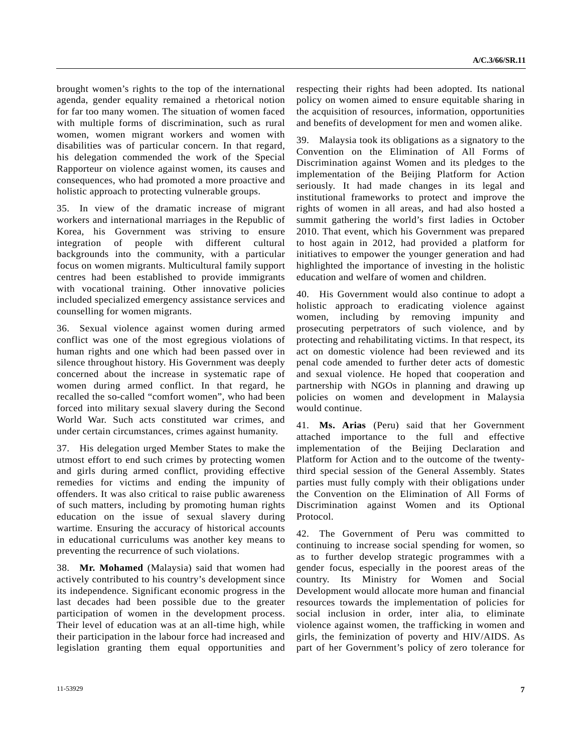brought women's rights to the top of the international agenda, gender equality remained a rhetorical notion for far too many women. The situation of women faced with multiple forms of discrimination, such as rural women, women migrant workers and women with disabilities was of particular concern. In that regard, his delegation commended the work of the Special Rapporteur on violence against women, its causes and consequences, who had promoted a more proactive and holistic approach to protecting vulnerable groups.

35. In view of the dramatic increase of migrant workers and international marriages in the Republic of Korea, his Government was striving to ensure integration of people with different cultural backgrounds into the community, with a particular focus on women migrants. Multicultural family support centres had been established to provide immigrants with vocational training. Other innovative policies included specialized emergency assistance services and counselling for women migrants.

36. Sexual violence against women during armed conflict was one of the most egregious violations of human rights and one which had been passed over in silence throughout history. His Government was deeply concerned about the increase in systematic rape of women during armed conflict. In that regard, he recalled the so-called "comfort women", who had been forced into military sexual slavery during the Second World War. Such acts constituted war crimes, and under certain circumstances, crimes against humanity.

37. His delegation urged Member States to make the utmost effort to end such crimes by protecting women and girls during armed conflict, providing effective remedies for victims and ending the impunity of offenders. It was also critical to raise public awareness of such matters, including by promoting human rights education on the issue of sexual slavery during wartime. Ensuring the accuracy of historical accounts in educational curriculums was another key means to preventing the recurrence of such violations.

38. **Mr. Mohamed** (Malaysia) said that women had actively contributed to his country's development since its independence. Significant economic progress in the last decades had been possible due to the greater participation of women in the development process. Their level of education was at an all-time high, while their participation in the labour force had increased and legislation granting them equal opportunities and respecting their rights had been adopted. Its national policy on women aimed to ensure equitable sharing in the acquisition of resources, information, opportunities and benefits of development for men and women alike.

39. Malaysia took its obligations as a signatory to the Convention on the Elimination of All Forms of Discrimination against Women and its pledges to the implementation of the Beijing Platform for Action seriously. It had made changes in its legal and institutional frameworks to protect and improve the rights of women in all areas, and had also hosted a summit gathering the world's first ladies in October 2010. That event, which his Government was prepared to host again in 2012, had provided a platform for initiatives to empower the younger generation and had highlighted the importance of investing in the holistic education and welfare of women and children.

40. His Government would also continue to adopt a holistic approach to eradicating violence against women, including by removing impunity and prosecuting perpetrators of such violence, and by protecting and rehabilitating victims. In that respect, its act on domestic violence had been reviewed and its penal code amended to further deter acts of domestic and sexual violence. He hoped that cooperation and partnership with NGOs in planning and drawing up policies on women and development in Malaysia would continue.

41. **Ms. Arias** (Peru) said that her Government attached importance to the full and effective implementation of the Beijing Declaration and Platform for Action and to the outcome of the twenty-third special session of the General Assembly. States parties must fully comply with their obligations under the Convention on the Elimination of All Forms of Discrimination against Women and its Optional Protocol.

42. The Government of Peru was committed to continuing to increase social spending for women, so as to further develop strategic programmes with a gender focus, especially in the poorest areas of the country. Its Ministry for Women and Social Development would allocate more human and financial resources towards the implementation of policies for social inclusion in order, inter alia, to eliminate violence against women, the trafficking in women and girls, the feminization of poverty and HIV/AIDS. As part of her Government's policy of zero tolerance for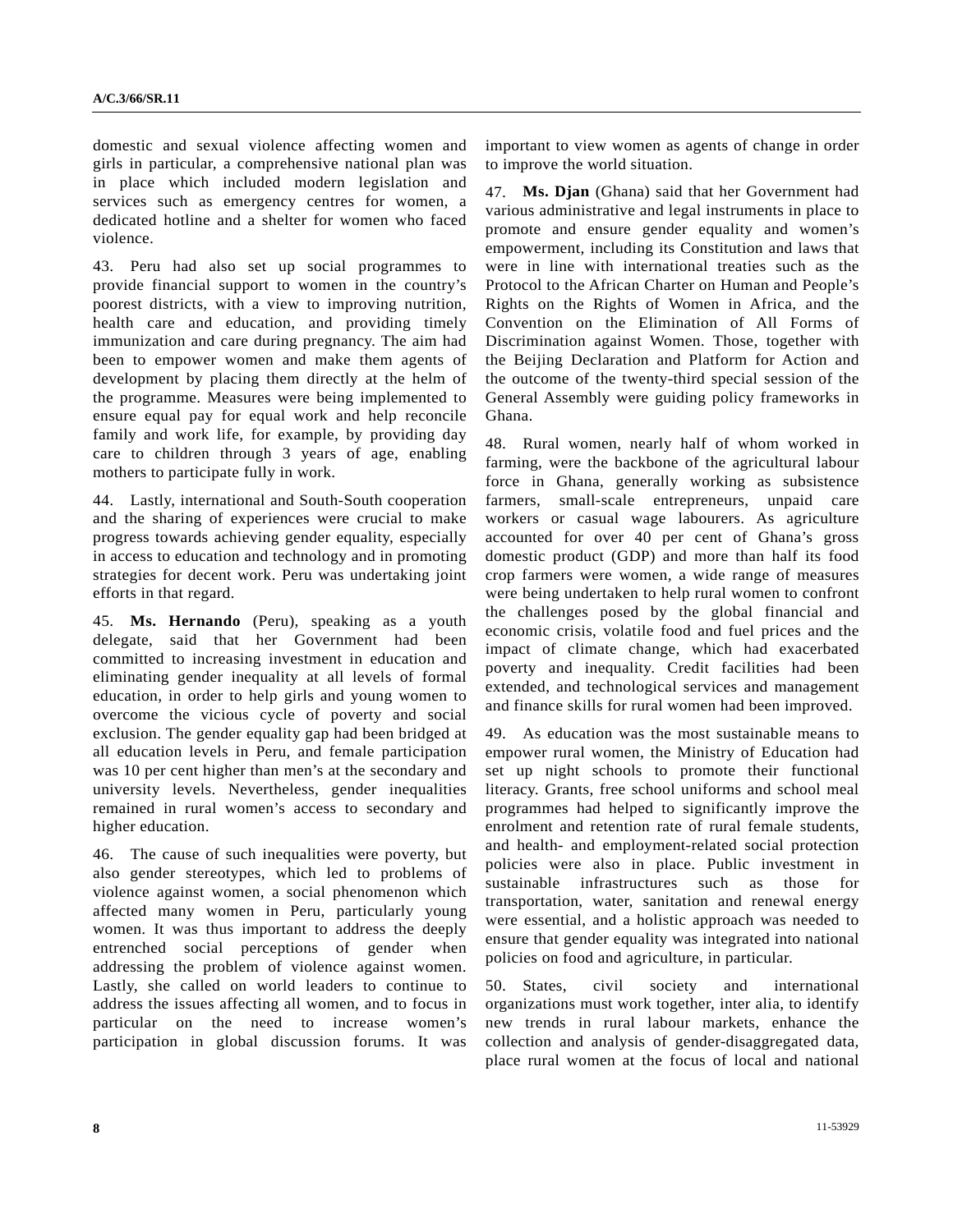domestic and sexual violence affecting women and girls in particular, a comprehensive national plan was in place which included modern legislation and services such as emergency centres for women, a dedicated hotline and a shelter for women who faced violence.

43. Peru had also set up social programmes to provide financial support to women in the country's poorest districts, with a view to improving nutrition, health care and education, and providing timely immunization and care during pregnancy. The aim had been to empower women and make them agents of development by placing them directly at the helm of the programme. Measures were being implemented to ensure equal pay for equal work and help reconcile family and work life, for example, by providing day care to children through 3 years of age, enabling mothers to participate fully in work.

44. Lastly, international and South-South cooperation and the sharing of experiences were crucial to make progress towards achieving gender equality, especially in access to education and technology and in promoting strategies for decent work. Peru was undertaking joint efforts in that regard.

45. **Ms. Hernando** (Peru), speaking as a youth delegate, said that her Government had been committed to increasing investment in education and eliminating gender inequality at all levels of formal education, in order to help girls and young women to overcome the vicious cycle of poverty and social exclusion. The gender equality gap had been bridged at all education levels in Peru, and female participation was 10 per cent higher than men's at the secondary and university levels. Nevertheless, gender inequalities remained in rural women's access to secondary and higher education.

46. The cause of such inequalities were poverty, but also gender stereotypes, which led to problems of violence against women, a social phenomenon which affected many women in Peru, particularly young women. It was thus important to address the deeply entrenched social perceptions of gender when addressing the problem of violence against women. Lastly, she called on world leaders to continue to address the issues affecting all women, and to focus in particular on the need to increase women's participation in global discussion forums. It was important to view women as agents of change in order to improve the world situation.

47. **Ms. Djan** (Ghana) said that her Government had various administrative and legal instruments in place to promote and ensure gender equality and women's empowerment, including its Constitution and laws that were in line with international treaties such as the Protocol to the African Charter on Human and People's Rights on the Rights of Women in Africa, and the Convention on the Elimination of All Forms of Discrimination against Women. Those, together with the Beijing Declaration and Platform for Action and the outcome of the twenty-third special session of the General Assembly were guiding policy frameworks in Ghana.

48. Rural women, nearly half of whom worked in farming, were the backbone of the agricultural labour force in Ghana, generally working as subsistence farmers, small-scale entrepreneurs, unpaid care workers or casual wage labourers. As agriculture accounted for over 40 per cent of Ghana's gross domestic product (GDP) and more than half its food crop farmers were women, a wide range of measures were being undertaken to help rural women to confront the challenges posed by the global financial and economic crisis, volatile food and fuel prices and the impact of climate change, which had exacerbated poverty and inequality. Credit facilities had been extended, and technological services and management and finance skills for rural women had been improved.

49. As education was the most sustainable means to empower rural women, the Ministry of Education had set up night schools to promote their functional literacy. Grants, free school uniforms and school meal programmes had helped to significantly improve the enrolment and retention rate of rural female students, and health- and employment-related social protection policies were also in place. Public investment in sustainable infrastructures such as those for transportation, water, sanitation and renewal energy were essential, and a holistic approach was needed to ensure that gender equality was integrated into national policies on food and agriculture, in particular.

50. States, civil society and international organizations must work together, inter alia, to identify new trends in rural labour markets, enhance the collection and analysis of gender-disaggregated data, place rural women at the focus of local and national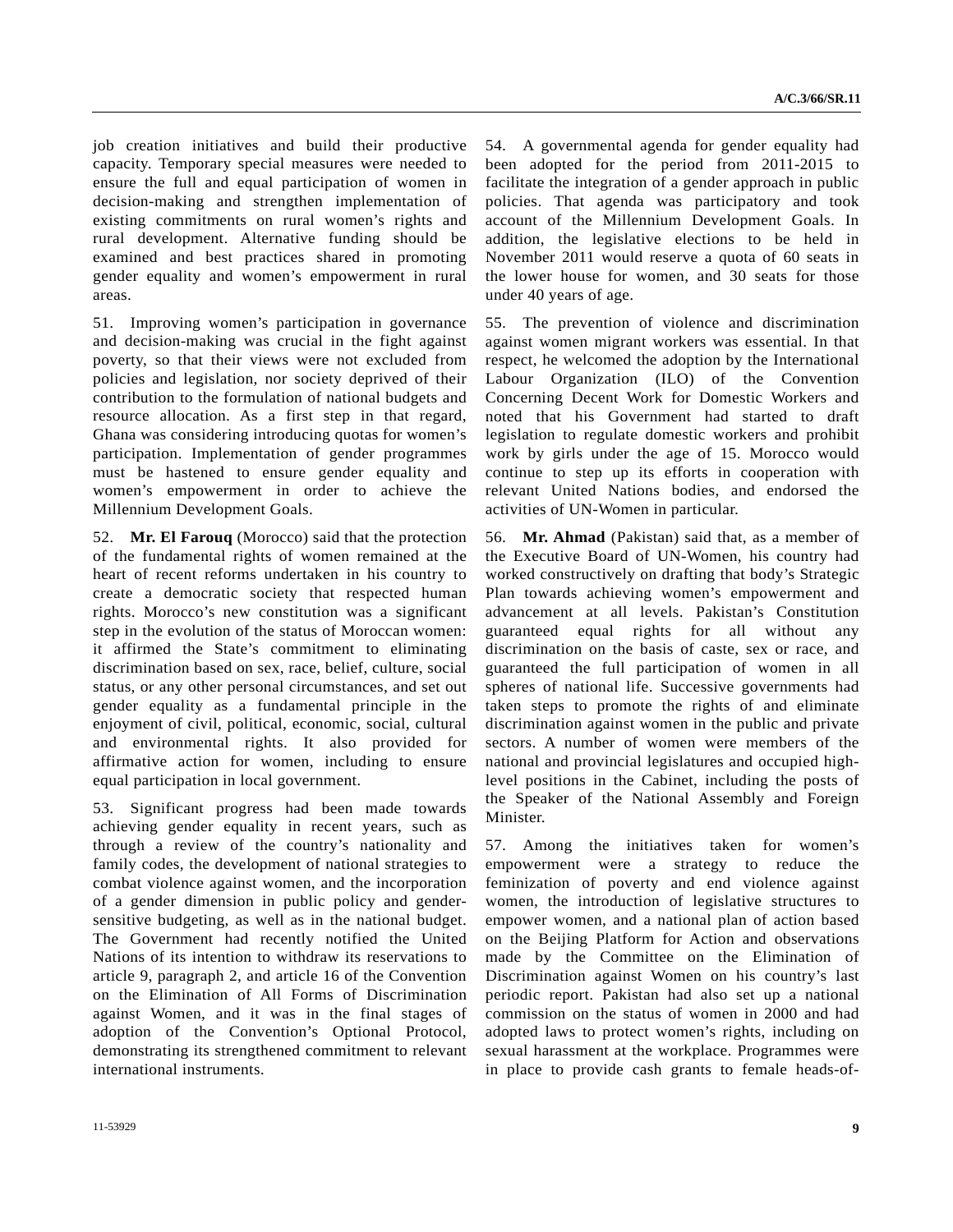job creation initiatives and build their productive capacity. Temporary special measures were needed to ensure the full and equal participation of women in decision-making and strengthen implementation of existing commitments on rural women's rights and rural development. Alternative funding should be examined and best practices shared in promoting gender equality and women's empowerment in rural areas.

51. Improving women's participation in governance and decision-making was crucial in the fight against poverty, so that their views were not excluded from policies and legislation, nor society deprived of their contribution to the formulation of national budgets and resource allocation. As a first step in that regard, Ghana was considering introducing quotas for women's participation. Implementation of gender programmes must be hastened to ensure gender equality and women's empowerment in order to achieve the Millennium Development Goals.

52. **Mr. El Farouq** (Morocco) said that the protection of the fundamental rights of women remained at the heart of recent reforms undertaken in his country to create a democratic society that respected human rights. Morocco's new constitution was a significant step in the evolution of the status of Moroccan women: it affirmed the State's commitment to eliminating discrimination based on sex, race, belief, culture, social status, or any other personal circumstances, and set out gender equality as a fundamental principle in the enjoyment of civil, political, economic, social, cultural and environmental rights. It also provided for affirmative action for women, including to ensure equal participation in local government.

53. Significant progress had been made towards achieving gender equality in recent years, such as through a review of the country's nationality and family codes, the development of national strategies to combat violence against women, and the incorporation of a gender dimension in public policy and gender-sensitive budgeting, as well as in the national budget. The Government had recently notified the United Nations of its intention to withdraw its reservations to article 9, paragraph 2, and article 16 of the Convention on the Elimination of All Forms of Discrimination against Women, and it was in the final stages of adoption of the Convention's Optional Protocol, demonstrating its strengthened commitment to relevant international instruments.

54. A governmental agenda for gender equality had been adopted for the period from 2011-2015 to facilitate the integration of a gender approach in public policies. That agenda was participatory and took account of the Millennium Development Goals. In addition, the legislative elections to be held in November 2011 would reserve a quota of 60 seats in the lower house for women, and 30 seats for those under 40 years of age.

55. The prevention of violence and discrimination against women migrant workers was essential. In that respect, he welcomed the adoption by the International Labour Organization (ILO) of the Convention Concerning Decent Work for Domestic Workers and noted that his Government had started to draft legislation to regulate domestic workers and prohibit work by girls under the age of 15. Morocco would continue to step up its efforts in cooperation with relevant United Nations bodies, and endorsed the activities of UN-Women in particular.

56. **Mr. Ahmad** (Pakistan) said that, as a member of the Executive Board of UN-Women, his country had worked constructively on drafting that body's Strategic Plan towards achieving women's empowerment and advancement at all levels. Pakistan's Constitution guaranteed equal rights for all without any discrimination on the basis of caste, sex or race, and guaranteed the full participation of women in all spheres of national life. Successive governments had taken steps to promote the rights of and eliminate discrimination against women in the public and private sectors. A number of women were members of the national and provincial legislatures and occupied high-level positions in the Cabinet, including the posts of the Speaker of the National Assembly and Foreign Minister.

57. Among the initiatives taken for women's empowerment were a strategy to reduce the feminization of poverty and end violence against women, the introduction of legislative structures to empower women, and a national plan of action based on the Beijing Platform for Action and observations made by the Committee on the Elimination of Discrimination against Women on his country's last periodic report. Pakistan had also set up a national commission on the status of women in 2000 and had adopted laws to protect women's rights, including on sexual harassment at the workplace. Programmes were in place to provide cash grants to female heads-of-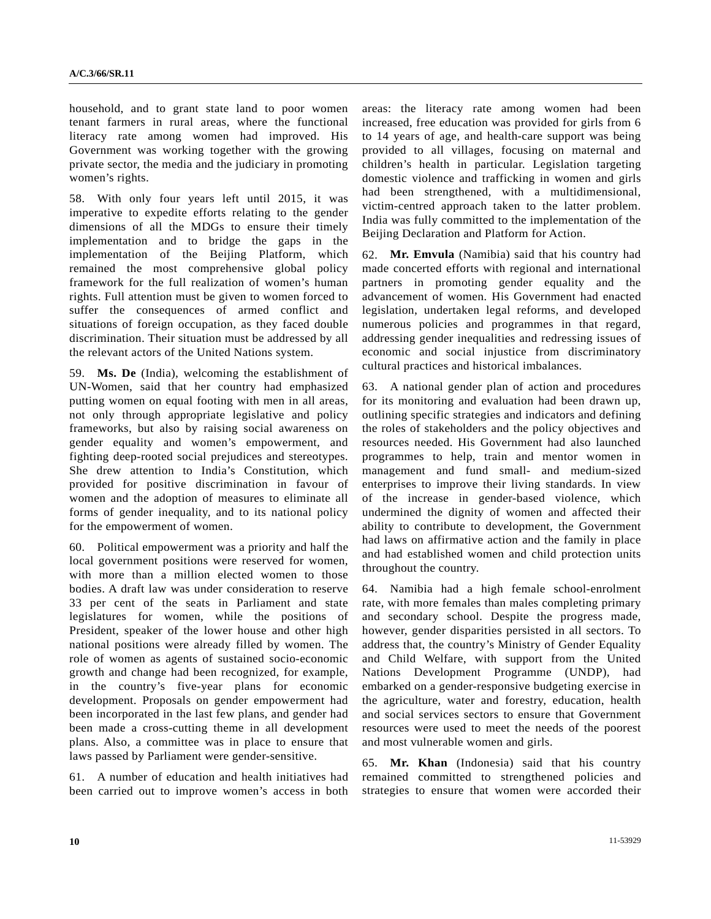household, and to grant state land to poor women tenant farmers in rural areas, where the functional literacy rate among women had improved. His Government was working together with the growing private sector, the media and the judiciary in promoting women's rights.

58. With only four years left until 2015, it was imperative to expedite efforts relating to the gender dimensions of all the MDGs to ensure their timely implementation and to bridge the gaps in the implementation of the Beijing Platform, which remained the most comprehensive global policy framework for the full realization of women's human rights. Full attention must be given to women forced to suffer the consequences of armed conflict and situations of foreign occupation, as they faced double discrimination. Their situation must be addressed by all the relevant actors of the United Nations system.

59. **Ms. De** (India), welcoming the establishment of UN-Women, said that her country had emphasized putting women on equal footing with men in all areas, not only through appropriate legislative and policy frameworks, but also by raising social awareness on gender equality and women's empowerment, and fighting deep-rooted social prejudices and stereotypes. She drew attention to India's Constitution, which provided for positive discrimination in favour of women and the adoption of measures to eliminate all forms of gender inequality, and to its national policy for the empowerment of women.

60. Political empowerment was a priority and half the local government positions were reserved for women, with more than a million elected women to those bodies. A draft law was under consideration to reserve 33 per cent of the seats in Parliament and state legislatures for women, while the positions of President, speaker of the lower house and other high national positions were already filled by women. The role of women as agents of sustained socio-economic growth and change had been recognized, for example, in the country's five-year plans for economic development. Proposals on gender empowerment had been incorporated in the last few plans, and gender had been made a cross-cutting theme in all development plans. Also, a committee was in place to ensure that laws passed by Parliament were gender-sensitive.

61. A number of education and health initiatives had been carried out to improve women's access in both areas: the literacy rate among women had been increased, free education was provided for girls from 6 to 14 years of age, and health-care support was being provided to all villages, focusing on maternal and children's health in particular. Legislation targeting domestic violence and trafficking in women and girls had been strengthened, with a multidimensional, victim-centred approach taken to the latter problem. India was fully committed to the implementation of the Beijing Declaration and Platform for Action.

62. **Mr. Emvula** (Namibia) said that his country had made concerted efforts with regional and international partners in promoting gender equality and the advancement of women. His Government had enacted legislation, undertaken legal reforms, and developed numerous policies and programmes in that regard, addressing gender inequalities and redressing issues of economic and social injustice from discriminatory cultural practices and historical imbalances.

63. A national gender plan of action and procedures for its monitoring and evaluation had been drawn up, outlining specific strategies and indicators and defining the roles of stakeholders and the policy objectives and resources needed. His Government had also launched programmes to help, train and mentor women in management and fund small- and medium-sized enterprises to improve their living standards. In view of the increase in gender-based violence, which undermined the dignity of women and affected their ability to contribute to development, the Government had laws on affirmative action and the family in place and had established women and child protection units throughout the country.

64. Namibia had a high female school-enrolment rate, with more females than males completing primary and secondary school. Despite the progress made, however, gender disparities persisted in all sectors. To address that, the country's Ministry of Gender Equality and Child Welfare, with support from the United Nations Development Programme (UNDP), had embarked on a gender-responsive budgeting exercise in the agriculture, water and forestry, education, health and social services sectors to ensure that Government resources were used to meet the needs of the poorest and most vulnerable women and girls.

65. **Mr. Khan** (Indonesia) said that his country remained committed to strengthened policies and strategies to ensure that women were accorded their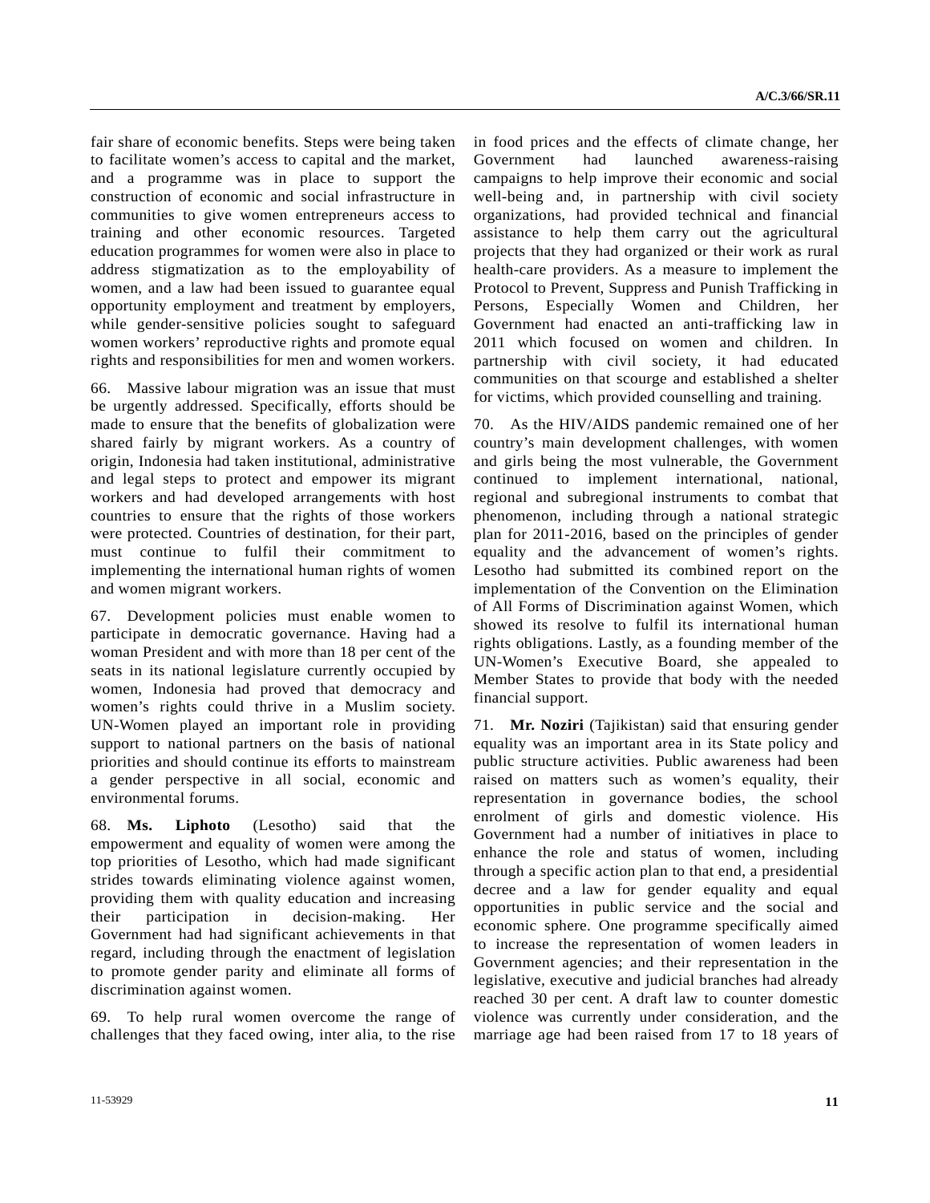fair share of economic benefits. Steps were being taken to facilitate women's access to capital and the market, and a programme was in place to support the construction of economic and social infrastructure in communities to give women entrepreneurs access to training and other economic resources. Targeted education programmes for women were also in place to address stigmatization as to the employability of women, and a law had been issued to guarantee equal opportunity employment and treatment by employers, while gender-sensitive policies sought to safeguard women workers' reproductive rights and promote equal rights and responsibilities for men and women workers.

66. Massive labour migration was an issue that must be urgently addressed. Specifically, efforts should be made to ensure that the benefits of globalization were shared fairly by migrant workers. As a country of origin, Indonesia had taken institutional, administrative and legal steps to protect and empower its migrant workers and had developed arrangements with host countries to ensure that the rights of those workers were protected. Countries of destination, for their part, must continue to fulfil their commitment to implementing the international human rights of women and women migrant workers.

67. Development policies must enable women to participate in democratic governance. Having had a woman President and with more than 18 per cent of the seats in its national legislature currently occupied by women, Indonesia had proved that democracy and women's rights could thrive in a Muslim society. UN-Women played an important role in providing support to national partners on the basis of national priorities and should continue its efforts to mainstream a gender perspective in all social, economic and environmental forums.

68. **Ms. Liphoto** (Lesotho) said that the empowerment and equality of women were among the top priorities of Lesotho, which had made significant strides towards eliminating violence against women, providing them with quality education and increasing their participation in decision-making. Her Government had had significant achievements in that regard, including through the enactment of legislation to promote gender parity and eliminate all forms of discrimination against women.

69. To help rural women overcome the range of challenges that they faced owing, inter alia, to the rise in food prices and the effects of climate change, her Government had launched awareness-raising campaigns to help improve their economic and social well-being and, in partnership with civil society organizations, had provided technical and financial assistance to help them carry out the agricultural projects that they had organized or their work as rural health-care providers. As a measure to implement the Protocol to Prevent, Suppress and Punish Trafficking in Persons, Especially Women and Children, her Government had enacted an anti-trafficking law in 2011 which focused on women and children. In partnership with civil society, it had educated communities on that scourge and established a shelter for victims, which provided counselling and training.

70. As the HIV/AIDS pandemic remained one of her country's main development challenges, with women and girls being the most vulnerable, the Government continued to implement international, national, regional and subregional instruments to combat that phenomenon, including through a national strategic plan for 2011-2016, based on the principles of gender equality and the advancement of women's rights. Lesotho had submitted its combined report on the implementation of the Convention on the Elimination of All Forms of Discrimination against Women, which showed its resolve to fulfil its international human rights obligations. Lastly, as a founding member of the UN-Women's Executive Board, she appealed to Member States to provide that body with the needed financial support.

71. **Mr. Noziri** (Tajikistan) said that ensuring gender equality was an important area in its State policy and public structure activities. Public awareness had been raised on matters such as women's equality, their representation in governance bodies, the school enrolment of girls and domestic violence. His Government had a number of initiatives in place to enhance the role and status of women, including through a specific action plan to that end, a presidential decree and a law for gender equality and equal opportunities in public service and the social and economic sphere. One programme specifically aimed to increase the representation of women leaders in Government agencies; and their representation in the legislative, executive and judicial branches had already reached 30 per cent. A draft law to counter domestic violence was currently under consideration, and the marriage age had been raised from 17 to 18 years of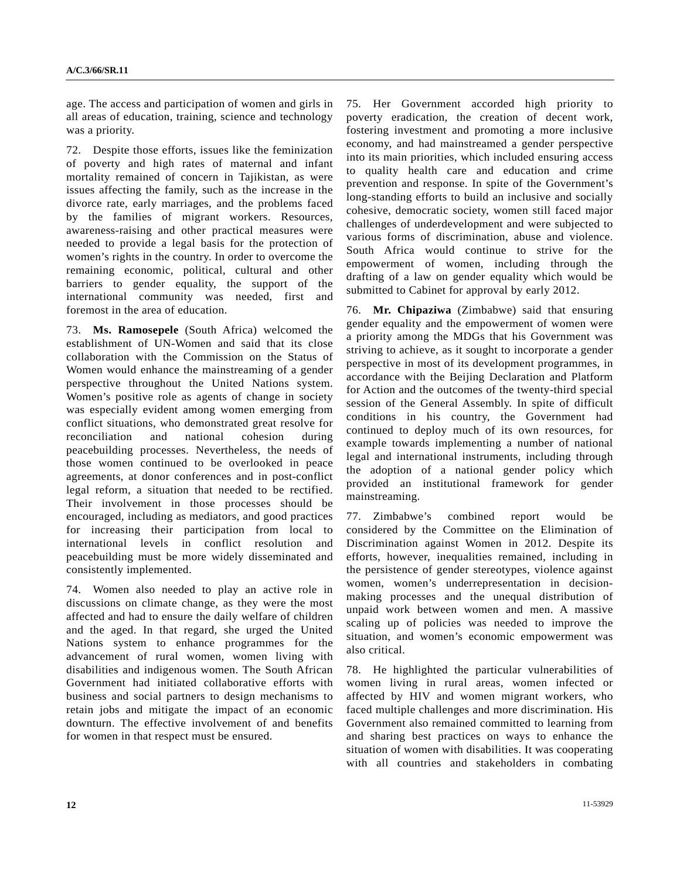age. The access and participation of women and girls in all areas of education, training, science and technology was a priority.

72. Despite those efforts, issues like the feminization of poverty and high rates of maternal and infant mortality remained of concern in Tajikistan, as were issues affecting the family, such as the increase in the divorce rate, early marriages, and the problems faced by the families of migrant workers. Resources, awareness-raising and other practical measures were needed to provide a legal basis for the protection of women's rights in the country. In order to overcome the remaining economic, political, cultural and other barriers to gender equality, the support of the international community was needed, first and foremost in the area of education.

73. **Ms. Ramosepele** (South Africa) welcomed the establishment of UN-Women and said that its close collaboration with the Commission on the Status of Women would enhance the mainstreaming of a gender perspective throughout the United Nations system. Women's positive role as agents of change in society was especially evident among women emerging from conflict situations, who demonstrated great resolve for reconciliation and national cohesion during peacebuilding processes. Nevertheless, the needs of those women continued to be overlooked in peace agreements, at donor conferences and in post-conflict legal reform, a situation that needed to be rectified. Their involvement in those processes should be encouraged, including as mediators, and good practices for increasing their participation from local to international levels in conflict resolution and peacebuilding must be more widely disseminated and consistently implemented.

74. Women also needed to play an active role in discussions on climate change, as they were the most affected and had to ensure the daily welfare of children and the aged. In that regard, she urged the United Nations system to enhance programmes for the advancement of rural women, women living with disabilities and indigenous women. The South African Government had initiated collaborative efforts with business and social partners to design mechanisms to retain jobs and mitigate the impact of an economic downturn. The effective involvement of and benefits for women in that respect must be ensured.

75. Her Government accorded high priority to poverty eradication, the creation of decent work, fostering investment and promoting a more inclusive economy, and had mainstreamed a gender perspective into its main priorities, which included ensuring access to quality health care and education and crime prevention and response. In spite of the Government's long-standing efforts to build an inclusive and socially cohesive, democratic society, women still faced major challenges of underdevelopment and were subjected to various forms of discrimination, abuse and violence. South Africa would continue to strive for the empowerment of women, including through the drafting of a law on gender equality which would be submitted to Cabinet for approval by early 2012.

76. **Mr. Chipaziwa** (Zimbabwe) said that ensuring gender equality and the empowerment of women were a priority among the MDGs that his Government was striving to achieve, as it sought to incorporate a gender perspective in most of its development programmes, in accordance with the Beijing Declaration and Platform for Action and the outcomes of the twenty-third special session of the General Assembly. In spite of difficult conditions in his country, the Government had continued to deploy much of its own resources, for example towards implementing a number of national legal and international instruments, including through the adoption of a national gender policy which provided an institutional framework for gender mainstreaming.

77. Zimbabwe's combined report would be considered by the Committee on the Elimination of Discrimination against Women in 2012. Despite its efforts, however, inequalities remained, including in the persistence of gender stereotypes, violence against women, women's underrepresentation in decision-making processes and the unequal distribution of unpaid work between women and men. A massive scaling up of policies was needed to improve the situation, and women's economic empowerment was also critical.

78. He highlighted the particular vulnerabilities of women living in rural areas, women infected or affected by HIV and women migrant workers, who faced multiple challenges and more discrimination. His Government also remained committed to learning from and sharing best practices on ways to enhance the situation of women with disabilities. It was cooperating with all countries and stakeholders in combating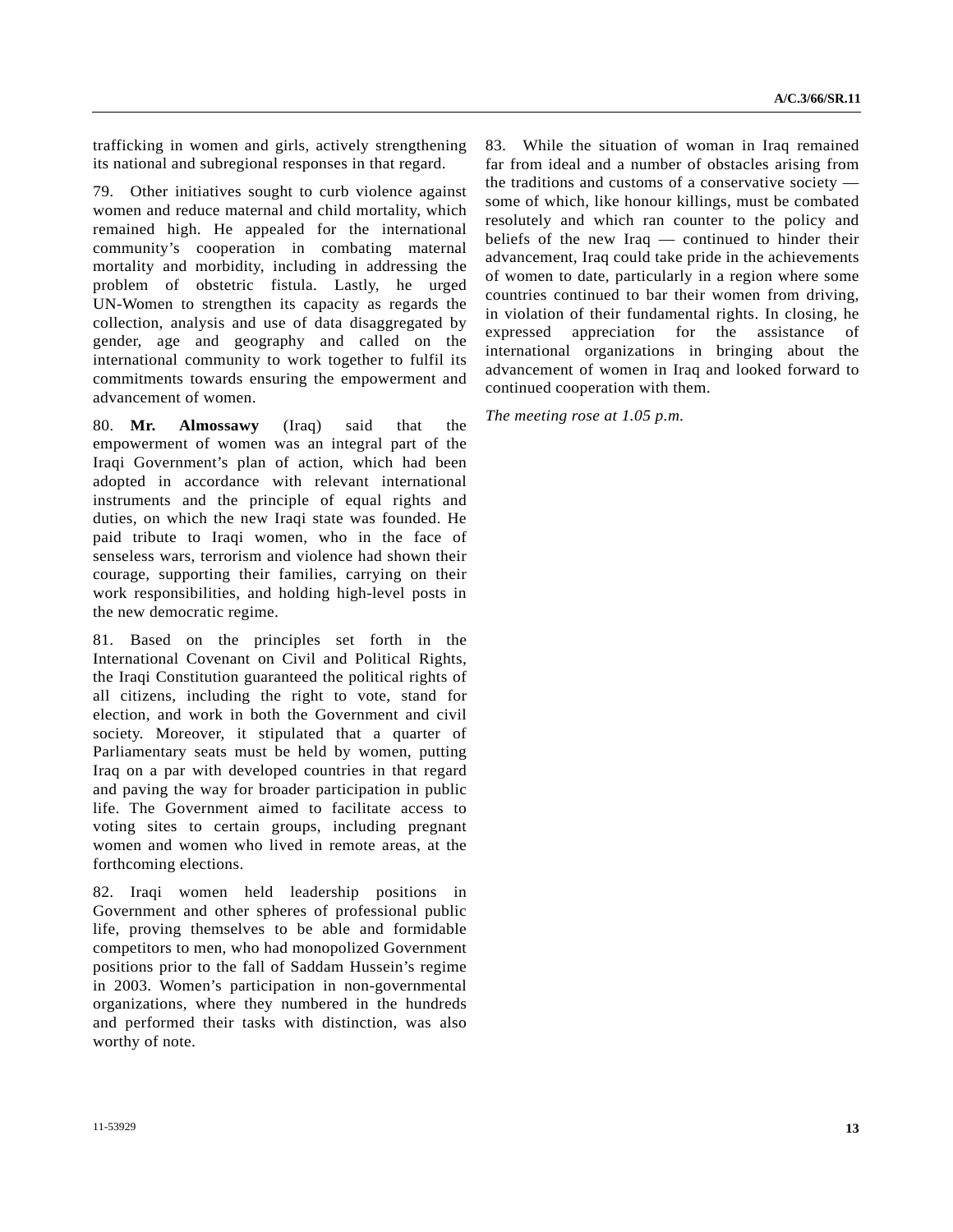trafficking in women and girls, actively strengthening its national and subregional responses in that regard.

79. Other initiatives sought to curb violence against women and reduce maternal and child mortality, which remained high. He appealed for the international community's cooperation in combating maternal mortality and morbidity, including in addressing the problem of obstetric fistula. Lastly, he urged UN-Women to strengthen its capacity as regards the collection, analysis and use of data disaggregated by gender, age and geography and called on the international community to work together to fulfil its commitments towards ensuring the empowerment and advancement of women.

80. **Mr. Almossawy** (Iraq) said that the empowerment of women was an integral part of the Iraqi Government's plan of action, which had been adopted in accordance with relevant international instruments and the principle of equal rights and duties, on which the new Iraqi state was founded. He paid tribute to Iraqi women, who in the face of senseless wars, terrorism and violence had shown their courage, supporting their families, carrying on their work responsibilities, and holding high-level posts in the new democratic regime.

81. Based on the principles set forth in the International Covenant on Civil and Political Rights, the Iraqi Constitution guaranteed the political rights of all citizens, including the right to vote, stand for election, and work in both the Government and civil society. Moreover, it stipulated that a quarter of Parliamentary seats must be held by women, putting Iraq on a par with developed countries in that regard and paving the way for broader participation in public life. The Government aimed to facilitate access to voting sites to certain groups, including pregnant women and women who lived in remote areas, at the forthcoming elections.

82. Iraqi women held leadership positions in Government and other spheres of professional public life, proving themselves to be able and formidable competitors to men, who had monopolized Government positions prior to the fall of Saddam Hussein's regime in 2003. Women's participation in non-governmental organizations, where they numbered in the hundreds and performed their tasks with distinction, was also worthy of note.

83. While the situation of woman in Iraq remained far from ideal and a number of obstacles arising from the traditions and customs of a conservative society — some of which, like honour killings, must be combated resolutely and which ran counter to the policy and beliefs of the new Iraq — continued to hinder their advancement, Iraq could take pride in the achievements of women to date, particularly in a region where some countries continued to bar their women from driving, in violation of their fundamental rights. In closing, he expressed appreciation for the assistance of international organizations in bringing about the advancement of women in Iraq and looked forward to continued cooperation with them.

*The meeting rose at 1.05 p.m.*